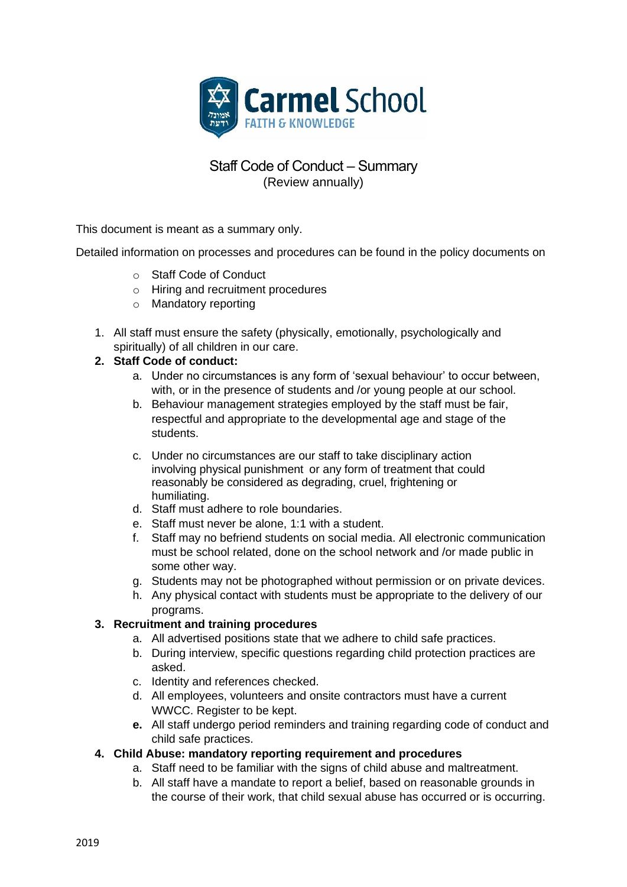# Carmel School

FAITH & KNOWLEDGE

## Staff Code of Conduct – Summary

(Review annually)

This document is meant as a summary only.

Detailed information on processes and procedures can be found in the policy documents on

- Staff Code of Conduct
- Hiring and recruitment procedures
- Mandatory reporting

1. All staff must ensure the safety (physically, emotionally, psychologically and spiritually) of all children in our care.
2. **Staff Code of conduct:**
   a. Under no circumstances is any form of 'sexual behaviour' to occur between, with, or in the presence of students and /or young people at our school.
   b. Behaviour management strategies employed by the staff must be fair, respectful and appropriate to the developmental age and stage of the students.
   c. Under no circumstances are our staff to take disciplinary action involving physical punishment or any form of treatment that could reasonably be considered as degrading, cruel, frightening or humiliating.
   d. Staff must adhere to role boundaries.
   e. Staff must never be alone, 1:1 with a student.
   f. Staff may no befriend students on social media. All electronic communication must be school related, done on the school network and /or made public in some other way.
   g. Students may not be photographed without permission or on private devices.
   h. Any physical contact with students must be appropriate to the delivery of our programs.
3. **Recruitment and training procedures**
   a. All advertised positions state that we adhere to child safe practices.
   b. During interview, specific questions regarding child protection practices are asked.
   c. Identity and references checked.
   d. All employees, volunteers and onsite contractors must have a current WWCC. Register to be kept.
   **e.** All staff undergo period reminders and training regarding code of conduct and child safe practices.
4. **Child Abuse: mandatory reporting requirement and procedures**
   a. Staff need to be familiar with the signs of child abuse and maltreatment.
   b. All staff have a mandate to report a belief, based on reasonable grounds in the course of their work, that child sexual abuse has occurred or is occurring.

2019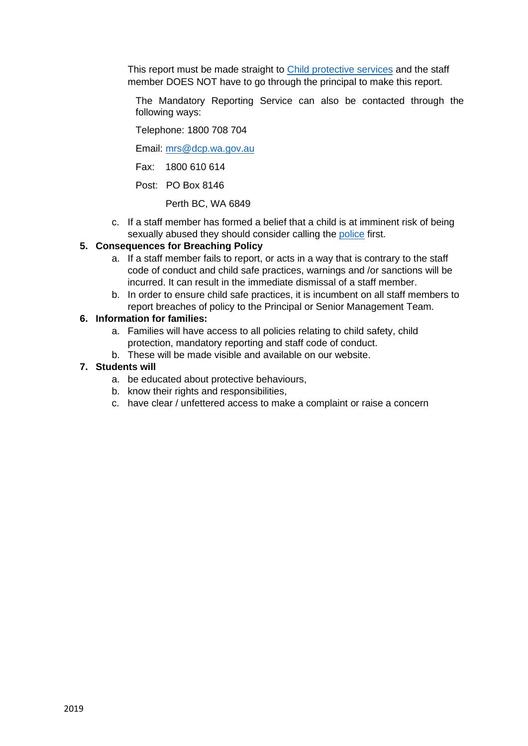This report must be made straight to [Child protective services] and the staff member DOES NOT have to go through the principal to make this report.

The Mandatory Reporting Service can also be contacted through the following ways:

Telephone: 1800 708 704

Email: mrs@dcp.wa.gov.au

Fax: 1800 610 614

Post: PO Box 8146

Perth BC, WA 6849

c. If a staff member has formed a belief that a child is at imminent risk of being sexually abused they should consider calling the police first.

**5. Consequences for Breaching Policy**

a. If a staff member fails to report, or acts in a way that is contrary to the staff code of conduct and child safe practices, warnings and /or sanctions will be incurred. It can result in the immediate dismissal of a staff member.

b. In order to ensure child safe practices, it is incumbent on all staff members to report breaches of policy to the Principal or Senior Management Team.

**6. Information for families:**

a. Families will have access to all policies relating to child safety, child protection, mandatory reporting and staff code of conduct.

b. These will be made visible and available on our website.

**7. Students will**

a. be educated about protective behaviours,

b. know their rights and responsibilities,

c. have clear / unfettered access to make a complaint or raise a concern

2019